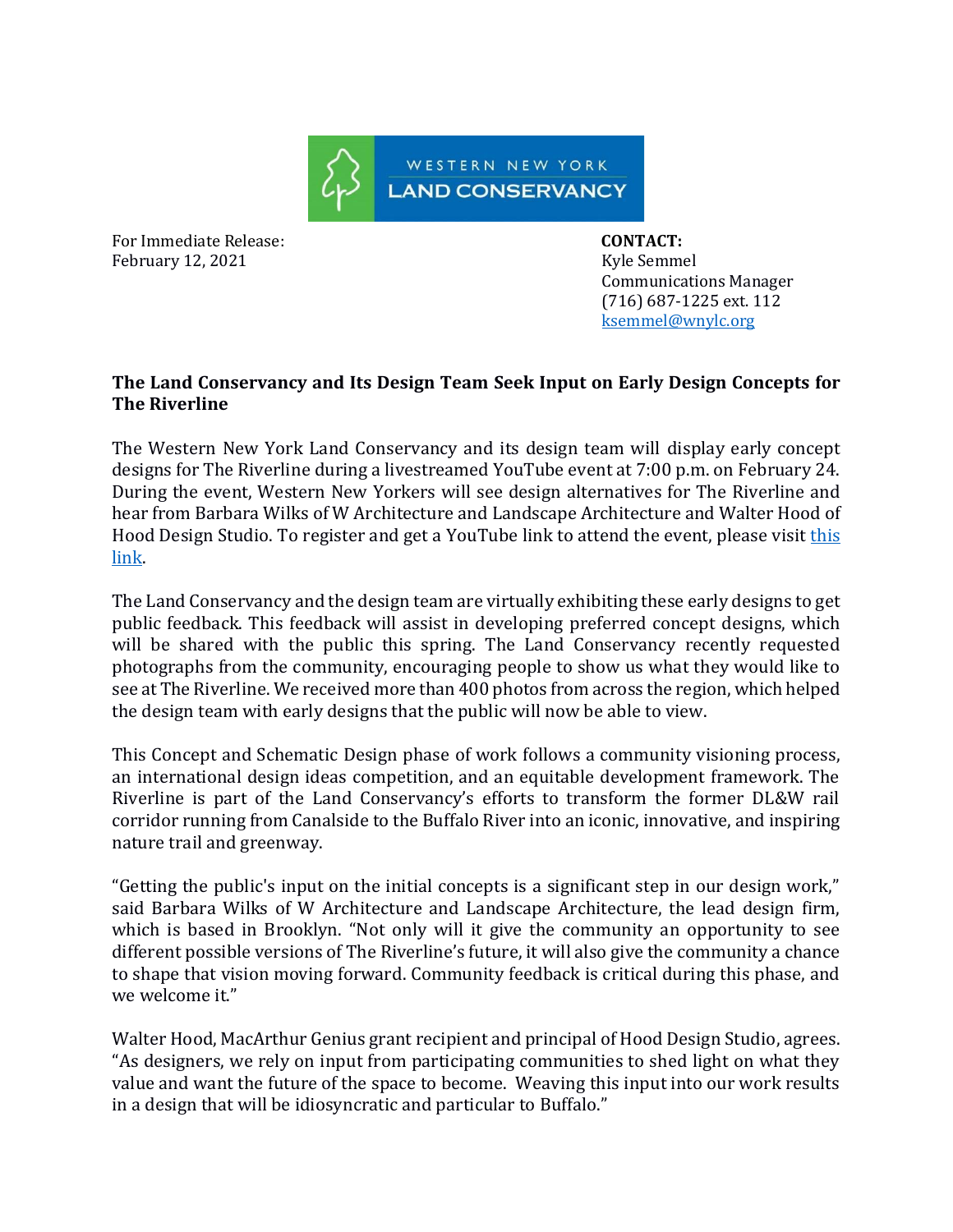WESTERN NEW YORK LAND CONSERVANCY

For Immediate Release:
February 12, 2021

**CONTACT:**
Kyle Semmel
Communications Manager
(716) 687-1225 ext. 112
ksemmel@wnylc.org

**The Land Conservancy and Its Design Team Seek Input on Early Design Concepts for The Riverline**

The Western New York Land Conservancy and its design team will display early concept designs for The Riverline during a livestreamed YouTube event at 7:00 p.m. on February 24. During the event, Western New Yorkers will see design alternatives for The Riverline and hear from Barbara Wilks of W Architecture and Landscape Architecture and Walter Hood of Hood Design Studio. To register and get a YouTube link to attend the event, please visit this link.

The Land Conservancy and the design team are virtually exhibiting these early designs to get public feedback. This feedback will assist in developing preferred concept designs, which will be shared with the public this spring. The Land Conservancy recently requested photographs from the community, encouraging people to show us what they would like to see at The Riverline. We received more than 400 photos from across the region, which helped the design team with early designs that the public will now be able to view.

This Concept and Schematic Design phase of work follows a community visioning process, an international design ideas competition, and an equitable development framework. The Riverline is part of the Land Conservancy's efforts to transform the former DL&W rail corridor running from Canalside to the Buffalo River into an iconic, innovative, and inspiring nature trail and greenway.

"Getting the public's input on the initial concepts is a significant step in our design work," said Barbara Wilks of W Architecture and Landscape Architecture, the lead design firm, which is based in Brooklyn. "Not only will it give the community an opportunity to see different possible versions of The Riverline's future, it will also give the community a chance to shape that vision moving forward. Community feedback is critical during this phase, and we welcome it."

Walter Hood, MacArthur Genius grant recipient and principal of Hood Design Studio, agrees. "As designers, we rely on input from participating communities to shed light on what they value and want the future of the space to become. Weaving this input into our work results in a design that will be idiosyncratic and particular to Buffalo."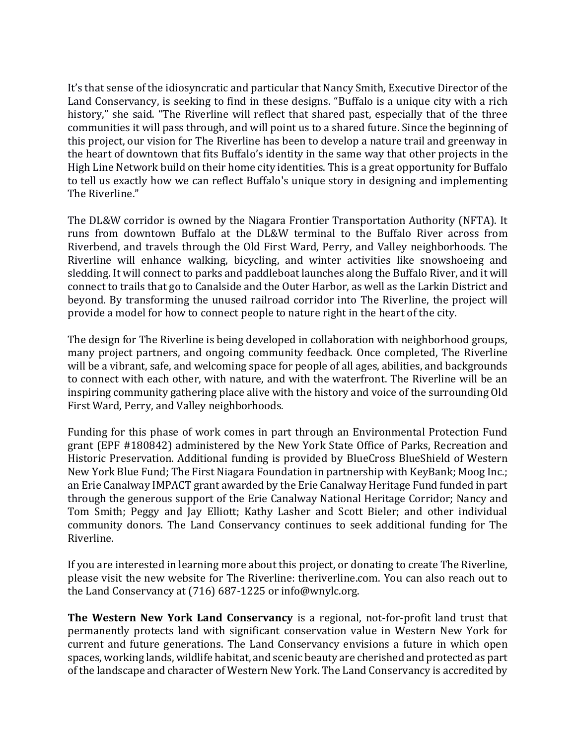It's that sense of the idiosyncratic and particular that Nancy Smith, Executive Director of the Land Conservancy, is seeking to find in these designs. "Buffalo is a unique city with a rich history," she said. "The Riverline will reflect that shared past, especially that of the three communities it will pass through, and will point us to a shared future. Since the beginning of this project, our vision for The Riverline has been to develop a nature trail and greenway in the heart of downtown that fits Buffalo's identity in the same way that other projects in the High Line Network build on their home city identities. This is a great opportunity for Buffalo to tell us exactly how we can reflect Buffalo's unique story in designing and implementing The Riverline."

The DL&W corridor is owned by the Niagara Frontier Transportation Authority (NFTA). It runs from downtown Buffalo at the DL&W terminal to the Buffalo River across from Riverbend, and travels through the Old First Ward, Perry, and Valley neighborhoods. The Riverline will enhance walking, bicycling, and winter activities like snowshoeing and sledding. It will connect to parks and paddleboat launches along the Buffalo River, and it will connect to trails that go to Canalside and the Outer Harbor, as well as the Larkin District and beyond. By transforming the unused railroad corridor into The Riverline, the project will provide a model for how to connect people to nature right in the heart of the city.

The design for The Riverline is being developed in collaboration with neighborhood groups, many project partners, and ongoing community feedback. Once completed, The Riverline will be a vibrant, safe, and welcoming space for people of all ages, abilities, and backgrounds to connect with each other, with nature, and with the waterfront. The Riverline will be an inspiring community gathering place alive with the history and voice of the surrounding Old First Ward, Perry, and Valley neighborhoods.

Funding for this phase of work comes in part through an Environmental Protection Fund grant (EPF #180842) administered by the New York State Office of Parks, Recreation and Historic Preservation. Additional funding is provided by BlueCross BlueShield of Western New York Blue Fund; The First Niagara Foundation in partnership with KeyBank; Moog Inc.; an Erie Canalway IMPACT grant awarded by the Erie Canalway Heritage Fund funded in part through the generous support of the Erie Canalway National Heritage Corridor; Nancy and Tom Smith; Peggy and Jay Elliott; Kathy Lasher and Scott Bieler; and other individual community donors. The Land Conservancy continues to seek additional funding for The Riverline.

If you are interested in learning more about this project, or donating to create The Riverline, please visit the new website for The Riverline: theriverline.com. You can also reach out to the Land Conservancy at (716) 687-1225 or info@wnylc.org.

**The Western New York Land Conservancy** is a regional, not-for-profit land trust that permanently protects land with significant conservation value in Western New York for current and future generations. The Land Conservancy envisions a future in which open spaces, working lands, wildlife habitat, and scenic beauty are cherished and protected as part of the landscape and character of Western New York. The Land Conservancy is accredited by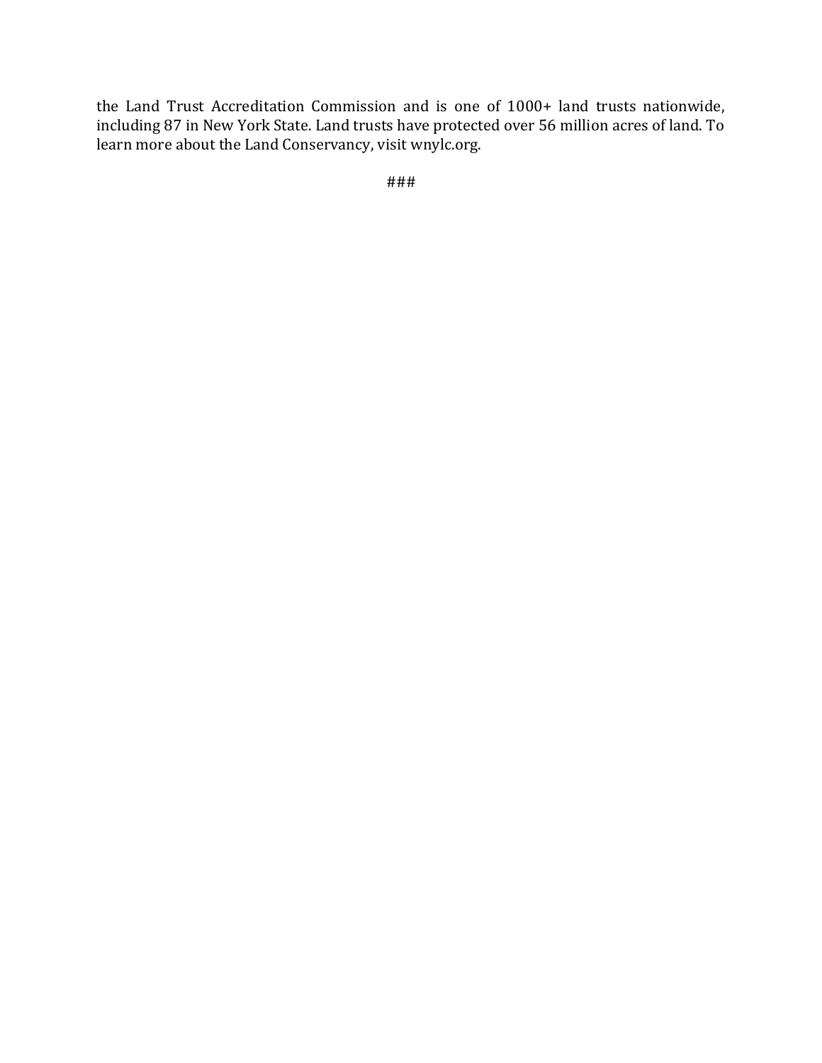the Land Trust Accreditation Commission and is one of 1000+ land trusts nationwide, including 87 in New York State. Land trusts have protected over 56 million acres of land. To learn more about the Land Conservancy, visit wnylc.org.

###